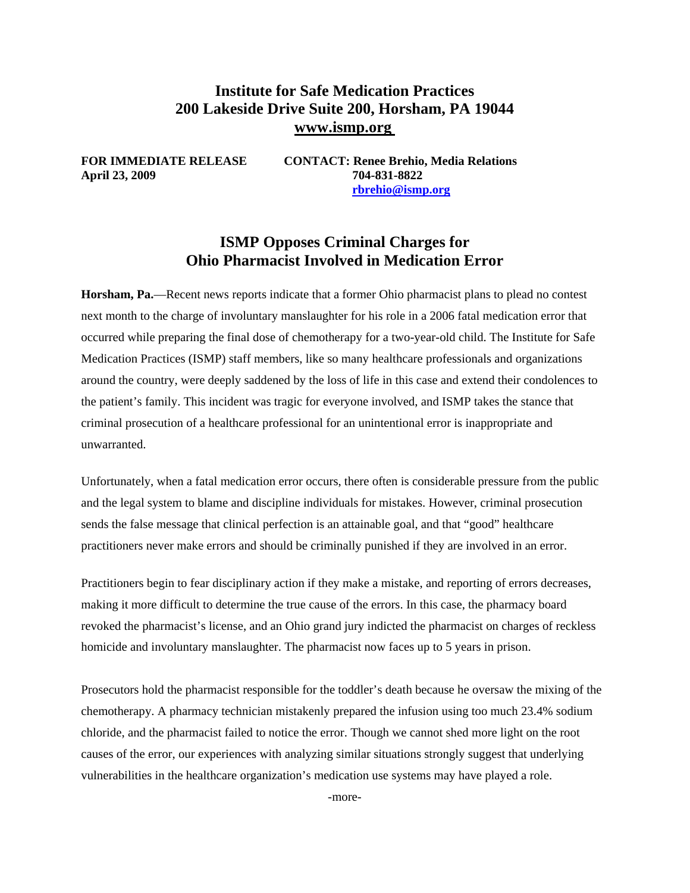# Institute for Safe Medication Practices
# 200 Lakeside Drive Suite 200, Horsham, PA 19044
# www.ismp.org

**FOR IMMEDIATE RELEASE**
**April 23, 2009**

**CONTACT: Renee Brehio, Media Relations**
**704-831-8822**
**rbrehio@ismp.org**

## ISMP Opposes Criminal Charges for Ohio Pharmacist Involved in Medication Error

**Horsham, Pa.**—Recent news reports indicate that a former Ohio pharmacist plans to plead no contest next month to the charge of involuntary manslaughter for his role in a 2006 fatal medication error that occurred while preparing the final dose of chemotherapy for a two-year-old child. The Institute for Safe Medication Practices (ISMP) staff members, like so many healthcare professionals and organizations around the country, were deeply saddened by the loss of life in this case and extend their condolences to the patient's family. This incident was tragic for everyone involved, and ISMP takes the stance that criminal prosecution of a healthcare professional for an unintentional error is inappropriate and unwarranted.

Unfortunately, when a fatal medication error occurs, there often is considerable pressure from the public and the legal system to blame and discipline individuals for mistakes. However, criminal prosecution sends the false message that clinical perfection is an attainable goal, and that "good" healthcare practitioners never make errors and should be criminally punished if they are involved in an error.

Practitioners begin to fear disciplinary action if they make a mistake, and reporting of errors decreases, making it more difficult to determine the true cause of the errors. In this case, the pharmacy board revoked the pharmacist's license, and an Ohio grand jury indicted the pharmacist on charges of reckless homicide and involuntary manslaughter. The pharmacist now faces up to 5 years in prison.

Prosecutors hold the pharmacist responsible for the toddler's death because he oversaw the mixing of the chemotherapy. A pharmacy technician mistakenly prepared the infusion using too much 23.4% sodium chloride, and the pharmacist failed to notice the error. Though we cannot shed more light on the root causes of the error, our experiences with analyzing similar situations strongly suggest that underlying vulnerabilities in the healthcare organization's medication use systems may have played a role.

-more-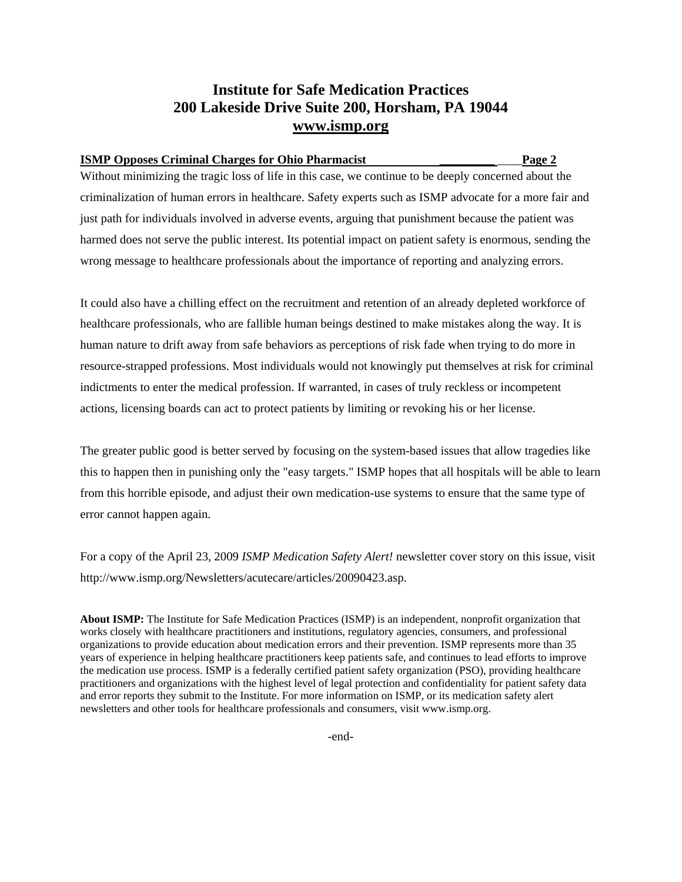Without minimizing the tragic loss of life in this case, we continue to be deeply concerned about the criminalization of human errors in healthcare. Safety experts such as ISMP advocate for a more fair and just path for individuals involved in adverse events, arguing that punishment because the patient was harmed does not serve the public interest. Its potential impact on patient safety is enormous, sending the wrong message to healthcare professionals about the importance of reporting and analyzing errors.

It could also have a chilling effect on the recruitment and retention of an already depleted workforce of healthcare professionals, who are fallible human beings destined to make mistakes along the way. It is human nature to drift away from safe behaviors as perceptions of risk fade when trying to do more in resource-strapped professions. Most individuals would not knowingly put themselves at risk for criminal indictments to enter the medical profession. If warranted, in cases of truly reckless or incompetent actions, licensing boards can act to protect patients by limiting or revoking his or her license.

The greater public good is better served by focusing on the system-based issues that allow tragedies like this to happen then in punishing only the "easy targets." ISMP hopes that all hospitals will be able to learn from this horrible episode, and adjust their own medication-use systems to ensure that the same type of error cannot happen again.

For a copy of the April 23, 2009 *ISMP Medication Safety Alert!* newsletter cover story on this issue, visit http://www.ismp.org/Newsletters/acutecare/articles/20090423.asp.

**About ISMP:** The Institute for Safe Medication Practices (ISMP) is an independent, nonprofit organization that works closely with healthcare practitioners and institutions, regulatory agencies, consumers, and professional organizations to provide education about medication errors and their prevention. ISMP represents more than 35 years of experience in helping healthcare practitioners keep patients safe, and continues to lead efforts to improve the medication use process. ISMP is a federally certified patient safety organization (PSO), providing healthcare practitioners and organizations with the highest level of legal protection and confidentiality for patient safety data and error reports they submit to the Institute. For more information on ISMP, or its medication safety alert newsletters and other tools for healthcare professionals and consumers, visit www.ismp.org.

-end-